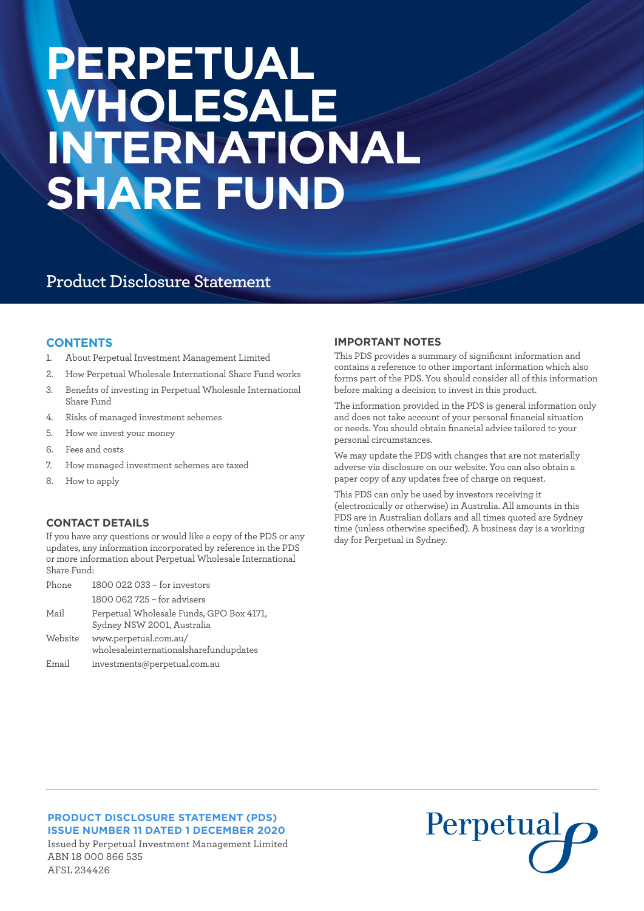# PERPETUAL WHOLESALE INTERNATIONAL SHARE FUND

## Product Disclosure Statement

### CONTENTS

1. About Perpetual Investment Management Limited
2. How Perpetual Wholesale International Share Fund works
3. Benefits of investing in Perpetual Wholesale International Share Fund
4. Risks of managed investment schemes
5. How we invest your money
6. Fees and costs
7. How managed investment schemes are taxed
8. How to apply

### CONTACT DETAILS

If you have any questions or would like a copy of the PDS or any updates, any information incorporated by reference in the PDS or more information about Perpetual Wholesale International Share Fund:

| | |
|---|---|
| Phone | 1800 022 033 – for investors |
| | 1800 062 725 – for advisers |
| Mail | Perpetual Wholesale Funds, GPO Box 4171, Sydney NSW 2001, Australia |
| Website | www.perpetual.com.au/wholesaleinternationalsharefundupdates |
| Email | investments@perpetual.com.au |

### IMPORTANT NOTES

This PDS provides a summary of significant information and contains a reference to other important information which also forms part of the PDS. You should consider all of this information before making a decision to invest in this product.

The information provided in the PDS is general information only and does not take account of your personal financial situation or needs. You should obtain financial advice tailored to your personal circumstances.

We may update the PDS with changes that are not materially adverse via disclosure on our website. You can also obtain a paper copy of any updates free of charge on request.

This PDS can only be used by investors receiving it (electronically or otherwise) in Australia. All amounts in this PDS are in Australian dollars and all times quoted are Sydney time (unless otherwise specified). A business day is a working day for Perpetual in Sydney.

**PRODUCT DISCLOSURE STATEMENT (PDS)**
**ISSUE NUMBER 11 DATED 1 DECEMBER 2020**

Issued by Perpetual Investment Management Limited
ABN 18 000 866 535
AFSL 234426

Perpetual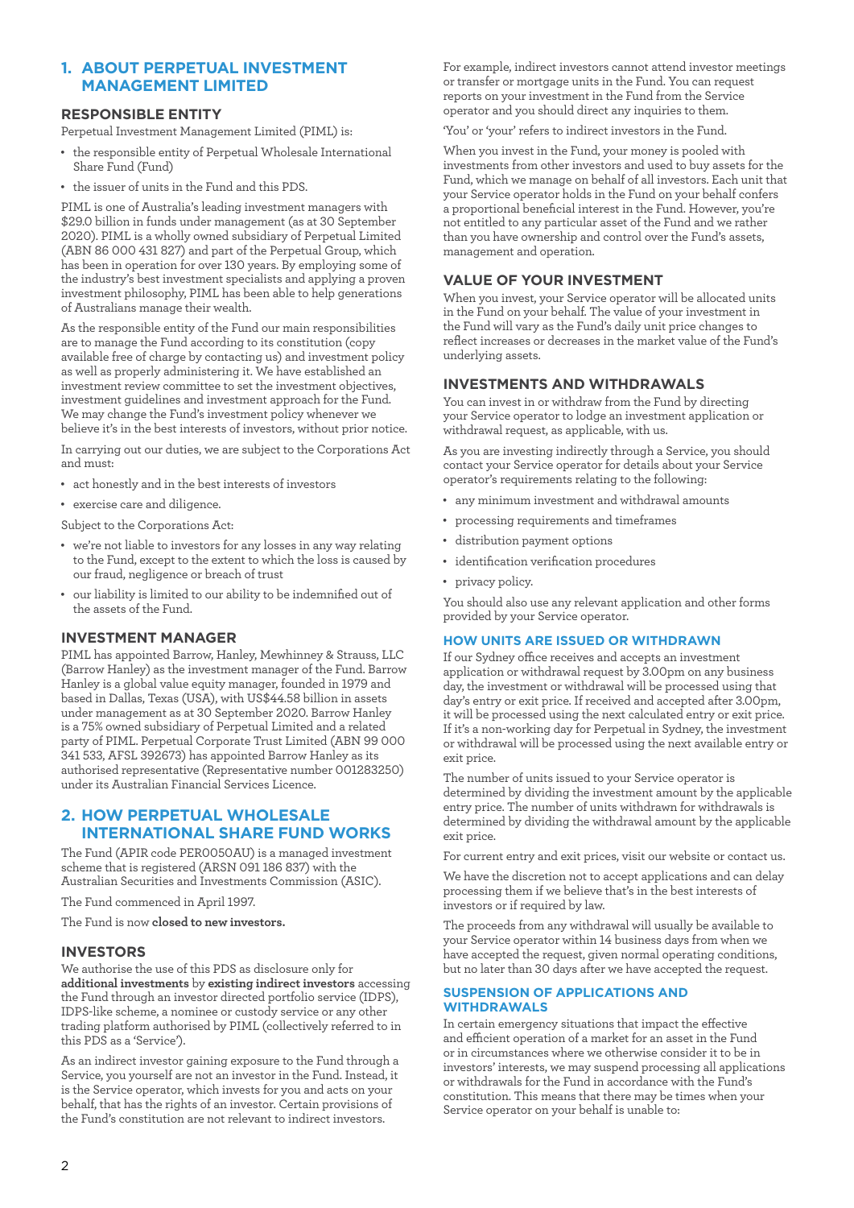## 1. ABOUT PERPETUAL INVESTMENT MANAGEMENT LIMITED

### RESPONSIBLE ENTITY

Perpetual Investment Management Limited (PIML) is:

- the responsible entity of Perpetual Wholesale International Share Fund (Fund)
- the issuer of units in the Fund and this PDS.

PIML is one of Australia's leading investment managers with $29.0 billion in funds under management (as at 30 September 2020). PIML is a wholly owned subsidiary of Perpetual Limited (ABN 86 000 431 827) and part of the Perpetual Group, which has been in operation for over 130 years. By employing some of the industry's best investment specialists and applying a proven investment philosophy, PIML has been able to help generations of Australians manage their wealth.

As the responsible entity of the Fund our main responsibilities are to manage the Fund according to its constitution (copy available free of charge by contacting us) and investment policy as well as properly administering it. We have established an investment review committee to set the investment objectives, investment guidelines and investment approach for the Fund. We may change the Fund's investment policy whenever we believe it's in the best interests of investors, without prior notice.

In carrying out our duties, we are subject to the Corporations Act and must:

- act honestly and in the best interests of investors
- exercise care and diligence.

Subject to the Corporations Act:

- we're not liable to investors for any losses in any way relating to the Fund, except to the extent to which the loss is caused by our fraud, negligence or breach of trust
- our liability is limited to our ability to be indemnified out of the assets of the Fund.

### INVESTMENT MANAGER

PIML has appointed Barrow, Hanley, Mewhinney & Strauss, LLC (Barrow Hanley) as the investment manager of the Fund. Barrow Hanley is a global value equity manager, founded in 1979 and based in Dallas, Texas (USA), with US$44.58 billion in assets under management as at 30 September 2020. Barrow Hanley is a 75% owned subsidiary of Perpetual Limited and a related party of PIML. Perpetual Corporate Trust Limited (ABN 99 000 341 533, AFSL 392673) has appointed Barrow Hanley as its authorised representative (Representative number 001283250) under its Australian Financial Services Licence.

## 2. HOW PERPETUAL WHOLESALE INTERNATIONAL SHARE FUND WORKS

The Fund (APIR code PER0050AU) is a managed investment scheme that is registered (ARSN 091 186 837) with the Australian Securities and Investments Commission (ASIC).

The Fund commenced in April 1997.

The Fund is now **closed to new investors.**

### INVESTORS

We authorise the use of this PDS as disclosure only for **additional investments** by **existing indirect investors** accessing the Fund through an investor directed portfolio service (IDPS), IDPS-like scheme, a nominee or custody service or any other trading platform authorised by PIML (collectively referred to in this PDS as a 'Service').

As an indirect investor gaining exposure to the Fund through a Service, you yourself are not an investor in the Fund. Instead, it is the Service operator, which invests for you and acts on your behalf, that has the rights of an investor. Certain provisions of the Fund's constitution are not relevant to indirect investors.

For example, indirect investors cannot attend investor meetings or transfer or mortgage units in the Fund. You can request reports on your investment in the Fund from the Service operator and you should direct any inquiries to them.

'You' or 'your' refers to indirect investors in the Fund.

When you invest in the Fund, your money is pooled with investments from other investors and used to buy assets for the Fund, which we manage on behalf of all investors. Each unit that your Service operator holds in the Fund on your behalf confers a proportional beneficial interest in the Fund. However, you're not entitled to any particular asset of the Fund and we rather than you have ownership and control over the Fund's assets, management and operation.

### VALUE OF YOUR INVESTMENT

When you invest, your Service operator will be allocated units in the Fund on your behalf. The value of your investment in the Fund will vary as the Fund's daily unit price changes to reflect increases or decreases in the market value of the Fund's underlying assets.

### INVESTMENTS AND WITHDRAWALS

You can invest in or withdraw from the Fund by directing your Service operator to lodge an investment application or withdrawal request, as applicable, with us.

As you are investing indirectly through a Service, you should contact your Service operator for details about your Service operator's requirements relating to the following:

- any minimum investment and withdrawal amounts
- processing requirements and timeframes
- distribution payment options
- identification verification procedures
- privacy policy.

You should also use any relevant application and other forms provided by your Service operator.

#### HOW UNITS ARE ISSUED OR WITHDRAWN

If our Sydney office receives and accepts an investment application or withdrawal request by 3.00pm on any business day, the investment or withdrawal will be processed using that day's entry or exit price. If received and accepted after 3.00pm, it will be processed using the next calculated entry or exit price. If it's a non-working day for Perpetual in Sydney, the investment or withdrawal will be processed using the next available entry or exit price.

The number of units issued to your Service operator is determined by dividing the investment amount by the applicable entry price. The number of units withdrawn for withdrawals is determined by dividing the withdrawal amount by the applicable exit price.

For current entry and exit prices, visit our website or contact us.

We have the discretion not to accept applications and can delay processing them if we believe that's in the best interests of investors or if required by law.

The proceeds from any withdrawal will usually be available to your Service operator within 14 business days from when we have accepted the request, given normal operating conditions, but no later than 30 days after we have accepted the request.

#### SUSPENSION OF APPLICATIONS AND WITHDRAWALS

In certain emergency situations that impact the effective and efficient operation of a market for an asset in the Fund or in circumstances where we otherwise consider it to be in investors' interests, we may suspend processing all applications or withdrawals for the Fund in accordance with the Fund's constitution. This means that there may be times when your Service operator on your behalf is unable to: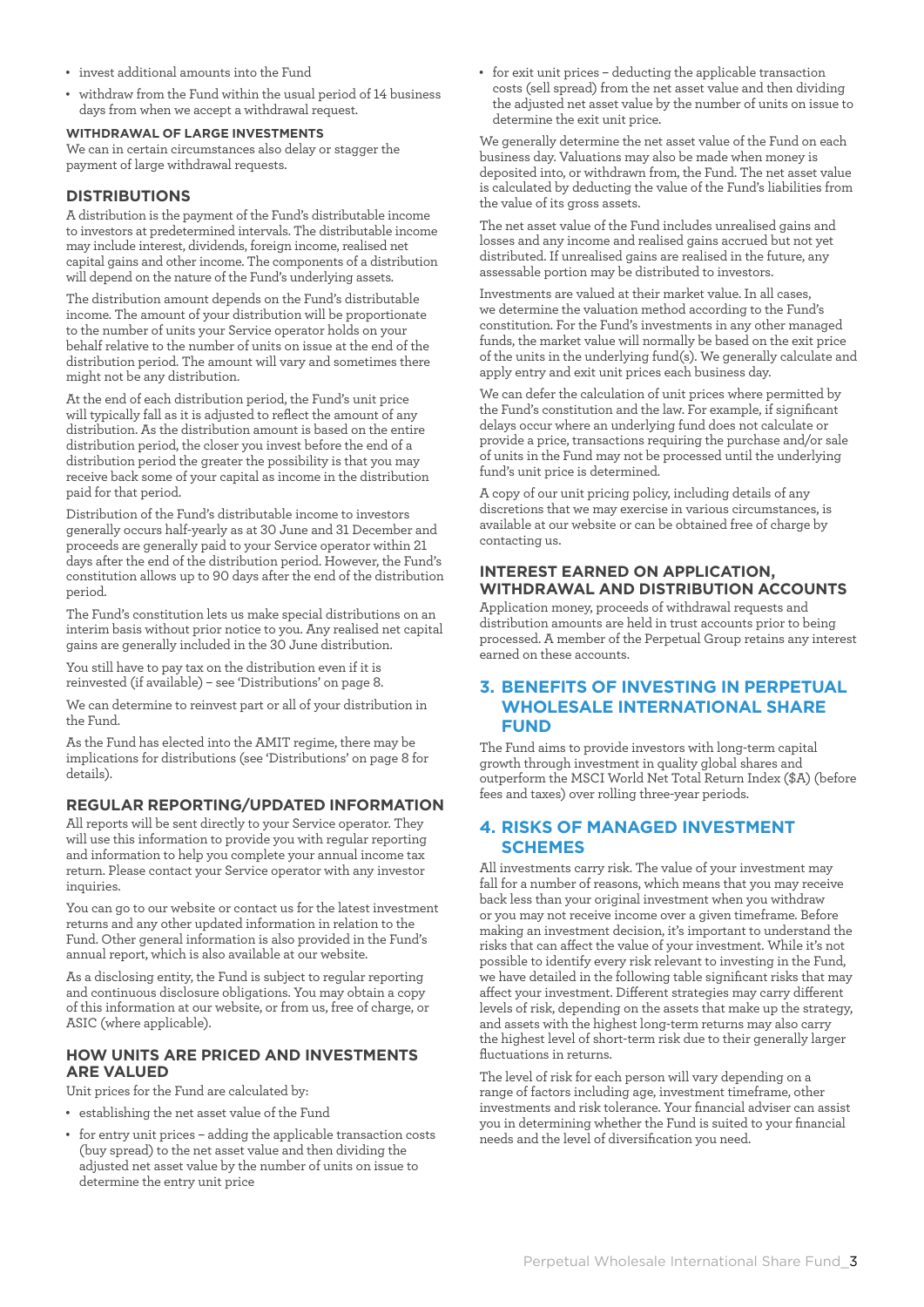- invest additional amounts into the Fund
- withdraw from the Fund within the usual period of 14 business days from when we accept a withdrawal request.

#### WITHDRAWAL OF LARGE INVESTMENTS

We can in certain circumstances also delay or stagger the payment of large withdrawal requests.

### DISTRIBUTIONS

A distribution is the payment of the Fund's distributable income to investors at predetermined intervals. The distributable income may include interest, dividends, foreign income, realised net capital gains and other income. The components of a distribution will depend on the nature of the Fund's underlying assets.

The distribution amount depends on the Fund's distributable income. The amount of your distribution will be proportionate to the number of units your Service operator holds on your behalf relative to the number of units on issue at the end of the distribution period. The amount will vary and sometimes there might not be any distribution.

At the end of each distribution period, the Fund's unit price will typically fall as it is adjusted to reflect the amount of any distribution. As the distribution amount is based on the entire distribution period, the closer you invest before the end of a distribution period the greater the possibility is that you may receive back some of your capital as income in the distribution paid for that period.

Distribution of the Fund's distributable income to investors generally occurs half-yearly as at 30 June and 31 December and proceeds are generally paid to your Service operator within 21 days after the end of the distribution period. However, the Fund's constitution allows up to 90 days after the end of the distribution period.

The Fund's constitution lets us make special distributions on an interim basis without prior notice to you. Any realised net capital gains are generally included in the 30 June distribution.

You still have to pay tax on the distribution even if it is reinvested (if available) – see 'Distributions' on page 8.

We can determine to reinvest part or all of your distribution in the Fund.

As the Fund has elected into the AMIT regime, there may be implications for distributions (see 'Distributions' on page 8 for details).

### REGULAR REPORTING/UPDATED INFORMATION

All reports will be sent directly to your Service operator. They will use this information to provide you with regular reporting and information to help you complete your annual income tax return. Please contact your Service operator with any investor inquiries.

You can go to our website or contact us for the latest investment returns and any other updated information in relation to the Fund. Other general information is also provided in the Fund's annual report, which is also available at our website.

As a disclosing entity, the Fund is subject to regular reporting and continuous disclosure obligations. You may obtain a copy of this information at our website, or from us, free of charge, or ASIC (where applicable).

#### HOW UNITS ARE PRICED AND INVESTMENTS ARE VALUED

Unit prices for the Fund are calculated by:

- establishing the net asset value of the Fund
- for entry unit prices – adding the applicable transaction costs (buy spread) to the net asset value and then dividing the adjusted net asset value by the number of units on issue to determine the entry unit price
- for exit unit prices – deducting the applicable transaction costs (sell spread) from the net asset value and then dividing the adjusted net asset value by the number of units on issue to determine the exit unit price.

We generally determine the net asset value of the Fund on each business day. Valuations may also be made when money is deposited into, or withdrawn from, the Fund. The net asset value is calculated by deducting the value of the Fund's liabilities from the value of its gross assets.

The net asset value of the Fund includes unrealised gains and losses and any income and realised gains accrued but not yet distributed. If unrealised gains are realised in the future, any assessable portion may be distributed to investors.

Investments are valued at their market value. In all cases, we determine the valuation method according to the Fund's constitution. For the Fund's investments in any other managed funds, the market value will normally be based on the exit price of the units in the underlying fund(s). We generally calculate and apply entry and exit unit prices each business day.

We can defer the calculation of unit prices where permitted by the Fund's constitution and the law. For example, if significant delays occur where an underlying fund does not calculate or provide a price, transactions requiring the purchase and/or sale of units in the Fund may not be processed until the underlying fund's unit price is determined.

A copy of our unit pricing policy, including details of any discretions that we may exercise in various circumstances, is available at our website or can be obtained free of charge by contacting us.

#### INTEREST EARNED ON APPLICATION, WITHDRAWAL AND DISTRIBUTION ACCOUNTS

Application money, proceeds of withdrawal requests and distribution amounts are held in trust accounts prior to being processed. A member of the Perpetual Group retains any interest earned on these accounts.

## 3. BENEFITS OF INVESTING IN PERPETUAL WHOLESALE INTERNATIONAL SHARE FUND

The Fund aims to provide investors with long-term capital growth through investment in quality global shares and outperform the MSCI World Net Total Return Index ($A) (before fees and taxes) over rolling three-year periods.

## 4. RISKS OF MANAGED INVESTMENT SCHEMES

All investments carry risk. The value of your investment may fall for a number of reasons, which means that you may receive back less than your original investment when you withdraw or you may not receive income over a given timeframe. Before making an investment decision, it's important to understand the risks that can affect the value of your investment. While it's not possible to identify every risk relevant to investing in the Fund, we have detailed in the following table significant risks that may affect your investment. Different strategies may carry different levels of risk, depending on the assets that make up the strategy, and assets with the highest long-term returns may also carry the highest level of short-term risk due to their generally larger fluctuations in returns.

The level of risk for each person will vary depending on a range of factors including age, investment timeframe, other investments and risk tolerance. Your financial adviser can assist you in determining whether the Fund is suited to your financial needs and the level of diversification you need.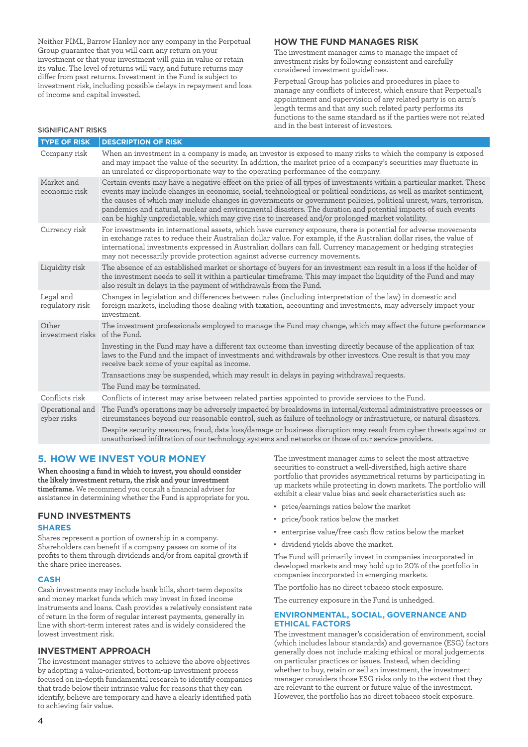Neither PIML, Barrow Hanley nor any company in the Perpetual Group guarantee that you will earn any return on your investment or that your investment will gain in value or retain its value. The level of returns will vary, and future returns may differ from past returns. Investment in the Fund is subject to investment risk, including possible delays in repayment and loss of income and capital invested.

### HOW THE FUND MANAGES RISK

The investment manager aims to manage the impact of investment risks by following consistent and carefully considered investment guidelines.

Perpetual Group has policies and procedures in place to manage any conflicts of interest, which ensure that Perpetual's appointment and supervision of any related party is on arm's length terms and that any such related party performs its functions to the same standard as if the parties were not related and in the best interest of investors.

#### SIGNIFICANT RISKS

| TYPE OF RISK | DESCRIPTION OF RISK |
|---|---|
| Company risk | When an investment in a company is made, an investor is exposed to many risks to which the company is exposed and may impact the value of the security. In addition, the market price of a company's securities may fluctuate in an unrelated or disproportionate way to the operating performance of the company. |
| Market and economic risk | Certain events may have a negative effect on the price of all types of investments within a particular market. These events may include changes in economic, social, technological or political conditions, as well as market sentiment, the causes of which may include changes in governments or government policies, political unrest, wars, terrorism, pandemics and natural, nuclear and environmental disasters. The duration and potential impacts of such events can be highly unpredictable, which may give rise to increased and/or prolonged market volatility. |
| Currency risk | For investments in international assets, which have currency exposure, there is potential for adverse movements in exchange rates to reduce their Australian dollar value. For example, if the Australian dollar rises, the value of international investments expressed in Australian dollars can fall. Currency management or hedging strategies may not necessarily provide protection against adverse currency movements. |
| Liquidity risk | The absence of an established market or shortage of buyers for an investment can result in a loss if the holder of the investment needs to sell it within a particular timeframe. This may impact the liquidity of the Fund and may also result in delays in the payment of withdrawals from the Fund. |
| Legal and regulatory risk | Changes in legislation and differences between rules (including interpretation of the law) in domestic and foreign markets, including those dealing with taxation, accounting and investments, may adversely impact your investment. |
| Other investment risks | The investment professionals employed to manage the Fund may change, which may affect the future performance of the Fund.<br><br>Investing in the Fund may have a different tax outcome than investing directly because of the application of tax laws to the Fund and the impact of investments and withdrawals by other investors. One result is that you may receive back some of your capital as income.<br><br>Transactions may be suspended, which may result in delays in paying withdrawal requests.<br><br>The Fund may be terminated. |
| Conflicts risk | Conflicts of interest may arise between related parties appointed to provide services to the Fund. |
| Operational and cyber risks | The Fund's operations may be adversely impacted by breakdowns in internal/external administrative processes or circumstances beyond our reasonable control, such as failure of technology or infrastructure, or natural disasters.<br><br>Despite security measures, fraud, data loss/damage or business disruption may result from cyber threats against or unauthorised infiltration of our technology systems and networks or those of our service providers. |

## 5. HOW WE INVEST YOUR MONEY

**When choosing a fund in which to invest, you should consider the likely investment return, the risk and your investment timeframe.** We recommend you consult a financial adviser for assistance in determining whether the Fund is appropriate for you.

### FUND INVESTMENTS

#### SHARES

Shares represent a portion of ownership in a company. Shareholders can benefit if a company passes on some of its profits to them through dividends and/or from capital growth if the share price increases.

#### CASH

Cash investments may include bank bills, short-term deposits and money market funds which may invest in fixed income instruments and loans. Cash provides a relatively consistent rate of return in the form of regular interest payments, generally in line with short-term interest rates and is widely considered the lowest investment risk.

### INVESTMENT APPROACH

The investment manager strives to achieve the above objectives by adopting a value-oriented, bottom-up investment process focused on in-depth fundamental research to identify companies that trade below their intrinsic value for reasons that they can identify, believe are temporary and have a clearly identified path to achieving fair value.

The investment manager aims to select the most attractive securities to construct a well-diversified, high active share portfolio that provides asymmetrical returns by participating in up markets while protecting in down markets. The portfolio will exhibit a clear value bias and seek characteristics such as:

- price/earnings ratios below the market
- price/book ratios below the market
- enterprise value/free cash flow ratios below the market
- dividend yields above the market.

The Fund will primarily invest in companies incorporated in developed markets and may hold up to 20% of the portfolio in companies incorporated in emerging markets.

The portfolio has no direct tobacco stock exposure.

The currency exposure in the Fund is unhedged.

#### ENVIRONMENTAL, SOCIAL, GOVERNANCE AND ETHICAL FACTORS

The investment manager's consideration of environment, social (which includes labour standards) and governance (ESG) factors generally does not include making ethical or moral judgements on particular practices or issues. Instead, when deciding whether to buy, retain or sell an investment, the investment manager considers those ESG risks only to the extent that they are relevant to the current or future value of the investment. However, the portfolio has no direct tobacco stock exposure.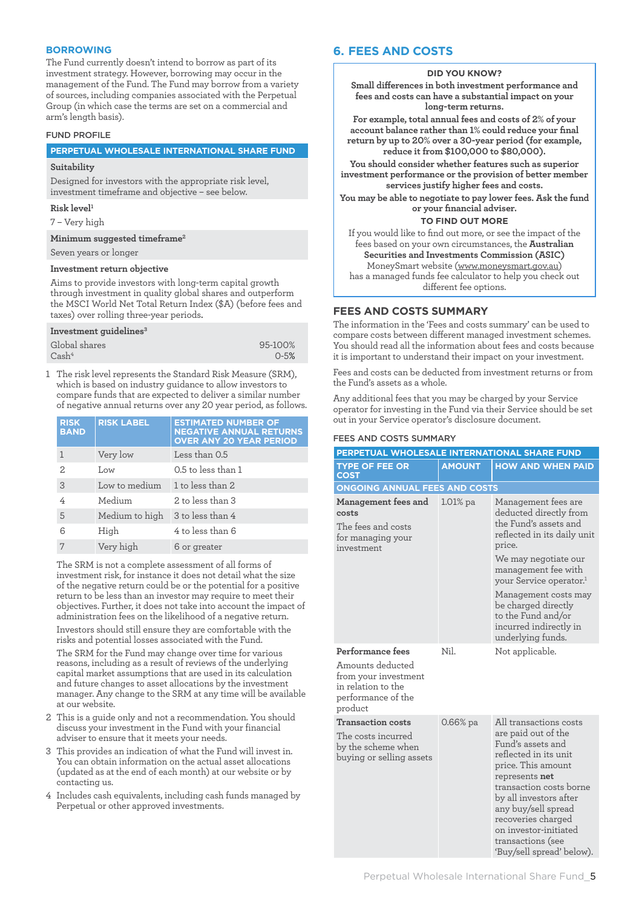### BORROWING

The Fund currently doesn't intend to borrow as part of its investment strategy. However, borrowing may occur in the management of the Fund. The Fund may borrow from a variety of sources, including companies associated with the Perpetual Group (in which case the terms are set on a commercial and arm's length basis).

#### FUND PROFILE

| PERPETUAL WHOLESALE INTERNATIONAL SHARE FUND | |
|---|---|
| **Suitability** | |
| Designed for investors with the appropriate risk level, investment timeframe and objective – see below. | |
| **Risk level**[1] | |
| 7 – Very high | |
| **Minimum suggested timeframe**[2] | |
| Seven years or longer | |
| **Investment return objective** | |
| Aims to provide investors with long-term capital growth through investment in quality global shares and outperform the MSCI World Net Total Return Index ($A) (before fees and taxes) over rolling three-year periods. | |
| **Investment guidelines**[3] | |
| Global shares | 95-100% |
| Cash[4] | 0-5% |

1 The risk level represents the Standard Risk Measure (SRM), which is based on industry guidance to allow investors to compare funds that are expected to deliver a similar number of negative annual returns over any 20 year period, as follows.

| RISK BAND | RISK LABEL | ESTIMATED NUMBER OF NEGATIVE ANNUAL RETURNS OVER ANY 20 YEAR PERIOD |
|---|---|---|
| 1 | Very low | Less than 0.5 |
| 2 | Low | 0.5 to less than 1 |
| 3 | Low to medium | 1 to less than 2 |
| 4 | Medium | 2 to less than 3 |
| 5 | Medium to high | 3 to less than 4 |
| 6 | High | 4 to less than 6 |
| 7 | Very high | 6 or greater |

The SRM is not a complete assessment of all forms of investment risk, for instance it does not detail what the size of the negative return could be or the potential for a positive return to be less than an investor may require to meet their objectives. Further, it does not take into account the impact of administration fees on the likelihood of a negative return.

Investors should still ensure they are comfortable with the risks and potential losses associated with the Fund.

The SRM for the Fund may change over time for various reasons, including as a result of reviews of the underlying capital market assumptions that are used in its calculation and future changes to asset allocations by the investment manager. Any change to the SRM at any time will be available at our website.

2 This is a guide only and not a recommendation. You should discuss your investment in the Fund with your financial adviser to ensure that it meets your needs.

3 This provides an indication of what the Fund will invest in. You can obtain information on the actual asset allocations (updated as at the end of each month) at our website or by contacting us.

4 Includes cash equivalents, including cash funds managed by Perpetual or other approved investments.

## 6. FEES AND COSTS

**DID YOU KNOW?**

**Small differences in both investment performance and fees and costs can have a substantial impact on your long-term returns.**

**For example, total annual fees and costs of 2% of your account balance rather than 1% could reduce your final return by up to 20% over a 30-year period (for example, reduce it from $100,000 to $80,000).**

**You should consider whether features such as superior investment performance or the provision of better member services justify higher fees and costs.**

**You may be able to negotiate to pay lower fees. Ask the fund or your financial adviser.**

**TO FIND OUT MORE**

If you would like to find out more, or see the impact of the fees based on your own circumstances, the **Australian Securities and Investments Commission (ASIC)** MoneySmart website (www.moneysmart.gov.au) has a managed funds fee calculator to help you check out different fee options.

### FEES AND COSTS SUMMARY

The information in the 'Fees and costs summary' can be used to compare costs between different managed investment schemes. You should read all the information about fees and costs because it is important to understand their impact on your investment.

Fees and costs can be deducted from investment returns or from the Fund's assets as a whole.

Any additional fees that you may be charged by your Service operator for investing in the Fund via their Service should be set out in your Service operator's disclosure document.

#### FEES AND COSTS SUMMARY

| PERPETUAL WHOLESALE INTERNATIONAL SHARE FUND | | |
|---|---|---|
| **TYPE OF FEE OR COST** | **AMOUNT** | **HOW AND WHEN PAID** |
| **ONGOING ANNUAL FEES AND COSTS** | | |
| **Management fees and costs** The fees and costs for managing your investment | 1.01% pa | Management fees are deducted directly from the Fund's assets and reflected in its daily unit price. We may negotiate our management fee with your Service operator.[1] Management costs may be charged directly to the Fund and/or incurred indirectly in underlying funds. |
| **Performance fees** Amounts deducted from your investment in relation to the performance of the product | Nil. | Not applicable. |
| **Transaction costs** The costs incurred by the scheme when buying or selling assets | 0.66% pa | All transactions costs are paid out of the Fund's assets and reflected in its unit price. This amount represents **net** transaction costs borne by all investors after any buy/sell spread recoveries charged on investor-initiated transactions (see 'Buy/sell spread' below). |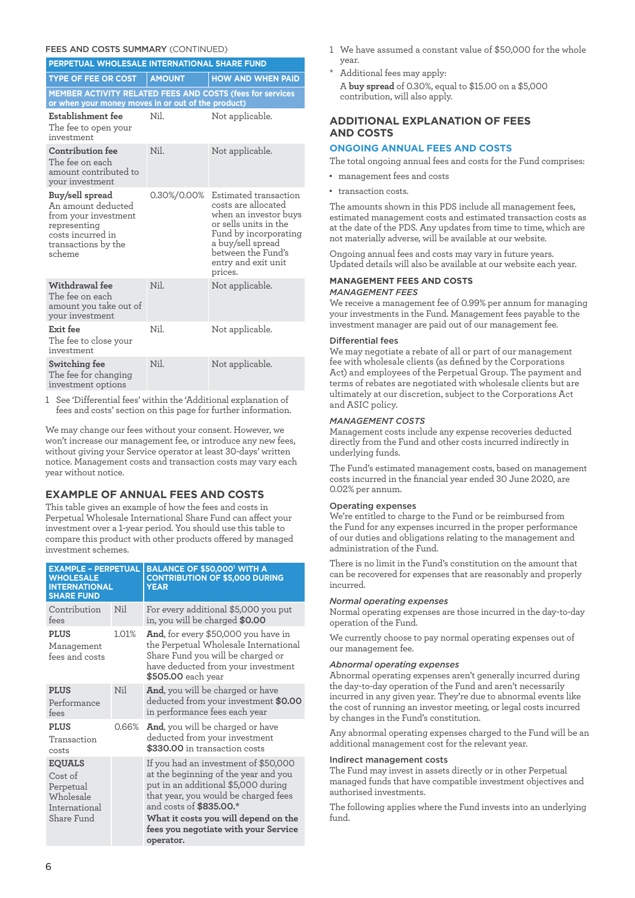FEES AND COSTS SUMMARY (CONTINUED)

| PERPETUAL WHOLESALE INTERNATIONAL SHARE FUND | | |
|---|---|---|
| **TYPE OF FEE OR COST** | **AMOUNT** | **HOW AND WHEN PAID** |
| **MEMBER ACTIVITY RELATED FEES AND COSTS (fees for services or when your money moves in or out of the product)** | | |
| **Establishment fee** The fee to open your investment | Nil. | Not applicable. |
| **Contribution fee** The fee on each amount contributed to your investment | Nil. | Not applicable. |
| **Buy/sell spread** An amount deducted from your investment representing costs incurred in transactions by the scheme | 0.30%/0.00% | Estimated transaction costs are allocated when an investor buys or sells units in the Fund by incorporating a buy/sell spread between the Fund's entry and exit unit prices. |
| **Withdrawal fee** The fee on each amount you take out of your investment | Nil. | Not applicable. |
| **Exit fee** The fee to close your investment | Nil. | Not applicable. |
| **Switching fee** The fee for changing investment options | Nil. | Not applicable. |

1 See 'Differential fees' within the 'Additional explanation of fees and costs' section on this page for further information.

We may change our fees without your consent. However, we won't increase our management fee, or introduce any new fees, without giving your Service operator at least 30-days' written notice. Management costs and transaction costs may vary each year without notice.

## EXAMPLE OF ANNUAL FEES AND COSTS

This table gives an example of how the fees and costs in Perpetual Wholesale International Share Fund can affect your investment over a 1-year period. You should use this table to compare this product with other products offered by managed investment schemes.

| EXAMPLE – PERPETUAL WHOLESALE INTERNATIONAL SHARE FUND | | BALANCE OF $50,000[1] WITH A CONTRIBUTION OF $5,000 DURING YEAR |
|---|---|---|
| Contribution fees | Nil | For every additional $5,000 you put in, you will be charged **$0.00** |
| **PLUS** Management fees and costs | 1.01% | **And**, for every $50,000 you have in the Perpetual Wholesale International Share Fund you will be charged or have deducted from your investment **$505.00** each year |
| **PLUS** Performance fees | Nil | **And**, you will be charged or have deducted from your investment **$0.00** in performance fees each year |
| **PLUS** Transaction costs | 0.66% | **And**, you will be charged or have deducted from your investment **$330.00** in transaction costs |
| **EQUALS** Cost of Perpetual Wholesale International Share Fund | | If you had an investment of $50,000 at the beginning of the year and you put in an additional $5,000 during that year, you would be charged fees and costs of **$835.00.*** **What it costs you will depend on the fees you negotiate with your Service operator.** |

1 We have assumed a constant value of $50,000 for the whole year.

\* Additional fees may apply:

A **buy spread** of 0.30%, equal to $15.00 on a $5,000 contribution, will also apply.

## ADDITIONAL EXPLANATION OF FEES AND COSTS

### ONGOING ANNUAL FEES AND COSTS

The total ongoing annual fees and costs for the Fund comprises:

- management fees and costs
- transaction costs.

The amounts shown in this PDS include all management fees, estimated management costs and estimated transaction costs as at the date of the PDS. Any updates from time to time, which are not materially adverse, will be available at our website.

Ongoing annual fees and costs may vary in future years. Updated details will also be available at our website each year.

### MANAGEMENT FEES AND COSTS

*MANAGEMENT FEES*

We receive a management fee of 0.99% per annum for managing your investments in the Fund. Management fees payable to the investment manager are paid out of our management fee.

#### Differential fees

We may negotiate a rebate of all or part of our management fee with wholesale clients (as defined by the Corporations Act) and employees of the Perpetual Group. The payment and terms of rebates are negotiated with wholesale clients but are ultimately at our discretion, subject to the Corporations Act and ASIC policy.

*MANAGEMENT COSTS*

Management costs include any expense recoveries deducted directly from the Fund and other costs incurred indirectly in underlying funds.

The Fund's estimated management costs, based on management costs incurred in the financial year ended 30 June 2020, are 0.02% per annum.

#### Operating expenses

We're entitled to charge to the Fund or be reimbursed from the Fund for any expenses incurred in the proper performance of our duties and obligations relating to the management and administration of the Fund.

There is no limit in the Fund's constitution on the amount that can be recovered for expenses that are reasonably and properly incurred.

*Normal operating expenses*

Normal operating expenses are those incurred in the day-to-day operation of the Fund.

We currently choose to pay normal operating expenses out of our management fee.

*Abnormal operating expenses*

Abnormal operating expenses aren't generally incurred during the day-to-day operation of the Fund and aren't necessarily incurred in any given year. They're due to abnormal events like the cost of running an investor meeting, or legal costs incurred by changes in the Fund's constitution.

Any abnormal operating expenses charged to the Fund will be an additional management cost for the relevant year.

#### Indirect management costs

The Fund may invest in assets directly or in other Perpetual managed funds that have compatible investment objectives and authorised investments.

The following applies where the Fund invests into an underlying fund.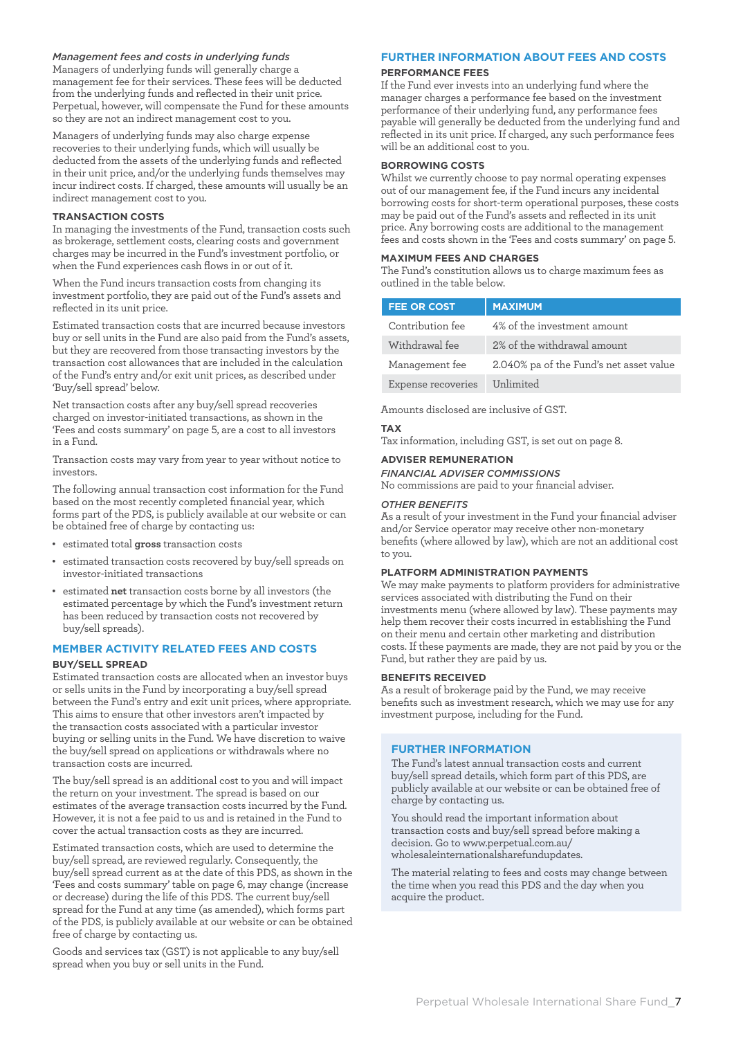*Management fees and costs in underlying funds*

Managers of underlying funds will generally charge a management fee for their services. These fees will be deducted from the underlying funds and reflected in their unit price. Perpetual, however, will compensate the Fund for these amounts so they are not an indirect management cost to you.

Managers of underlying funds may also charge expense recoveries to their underlying funds, which will usually be deducted from the assets of the underlying funds and reflected in their unit price, and/or the underlying funds themselves may incur indirect costs. If charged, these amounts will usually be an indirect management cost to you.

### TRANSACTION COSTS

In managing the investments of the Fund, transaction costs such as brokerage, settlement costs, clearing costs and government charges may be incurred in the Fund's investment portfolio, or when the Fund experiences cash flows in or out of it.

When the Fund incurs transaction costs from changing its investment portfolio, they are paid out of the Fund's assets and reflected in its unit price.

Estimated transaction costs that are incurred because investors buy or sell units in the Fund are also paid from the Fund's assets, but they are recovered from those transacting investors by the transaction cost allowances that are included in the calculation of the Fund's entry and/or exit unit prices, as described under 'Buy/sell spread' below.

Net transaction costs after any buy/sell spread recoveries charged on investor-initiated transactions, as shown in the 'Fees and costs summary' on page 5, are a cost to all investors in a Fund.

Transaction costs may vary from year to year without notice to investors.

The following annual transaction cost information for the Fund based on the most recently completed financial year, which forms part of the PDS, is publicly available at our website or can be obtained free of charge by contacting us:

- estimated total **gross** transaction costs
- estimated transaction costs recovered by buy/sell spreads on investor-initiated transactions
- estimated **net** transaction costs borne by all investors (the estimated percentage by which the Fund's investment return has been reduced by transaction costs not recovered by buy/sell spreads).

## MEMBER ACTIVITY RELATED FEES AND COSTS

### BUY/SELL SPREAD

Estimated transaction costs are allocated when an investor buys or sells units in the Fund by incorporating a buy/sell spread between the Fund's entry and exit unit prices, where appropriate. This aims to ensure that other investors aren't impacted by the transaction costs associated with a particular investor buying or selling units in the Fund. We have discretion to waive the buy/sell spread on applications or withdrawals where no transaction costs are incurred.

The buy/sell spread is an additional cost to you and will impact the return on your investment. The spread is based on our estimates of the average transaction costs incurred by the Fund. However, it is not a fee paid to us and is retained in the Fund to cover the actual transaction costs as they are incurred.

Estimated transaction costs, which are used to determine the buy/sell spread, are reviewed regularly. Consequently, the buy/sell spread current as at the date of this PDS, as shown in the 'Fees and costs summary' table on page 6, may change (increase or decrease) during the life of this PDS. The current buy/sell spread for the Fund at any time (as amended), which forms part of the PDS, is publicly available at our website or can be obtained free of charge by contacting us.

Goods and services tax (GST) is not applicable to any buy/sell spread when you buy or sell units in the Fund.

## FURTHER INFORMATION ABOUT FEES AND COSTS

### PERFORMANCE FEES

If the Fund ever invests into an underlying fund where the manager charges a performance fee based on the investment performance of their underlying fund, any performance fees payable will generally be deducted from the underlying fund and reflected in its unit price. If charged, any such performance fees will be an additional cost to you.

### BORROWING COSTS

Whilst we currently choose to pay normal operating expenses out of our management fee, if the Fund incurs any incidental borrowing costs for short-term operational purposes, these costs may be paid out of the Fund's assets and reflected in its unit price. Any borrowing costs are additional to the management fees and costs shown in the 'Fees and costs summary' on page 5.

### MAXIMUM FEES AND CHARGES

The Fund's constitution allows us to charge maximum fees as outlined in the table below.

| FEE OR COST | MAXIMUM |
|---|---|
| Contribution fee | 4% of the investment amount |
| Withdrawal fee | 2% of the withdrawal amount |
| Management fee | 2.040% pa of the Fund's net asset value |
| Expense recoveries | Unlimited |

Amounts disclosed are inclusive of GST.

### TAX

Tax information, including GST, is set out on page 8.

### ADVISER REMUNERATION

*FINANCIAL ADVISER COMMISSIONS*

No commissions are paid to your financial adviser.

*OTHER BENEFITS*

As a result of your investment in the Fund your financial adviser and/or Service operator may receive other non-monetary benefits (where allowed by law), which are not an additional cost to you.

### PLATFORM ADMINISTRATION PAYMENTS

We may make payments to platform providers for administrative services associated with distributing the Fund on their investments menu (where allowed by law). These payments may help them recover their costs incurred in establishing the Fund on their menu and certain other marketing and distribution costs. If these payments are made, they are not paid by you or the Fund, but rather they are paid by us.

### BENEFITS RECEIVED

As a result of brokerage paid by the Fund, we may receive benefits such as investment research, which we may use for any investment purpose, including for the Fund.

## FURTHER INFORMATION

The Fund's latest annual transaction costs and current buy/sell spread details, which form part of this PDS, are publicly available at our website or can be obtained free of charge by contacting us.

You should read the important information about transaction costs and buy/sell spread before making a decision. Go to www.perpetual.com.au/wholesaleinternationalsharefundupdates.

The material relating to fees and costs may change between the time when you read this PDS and the day when you acquire the product.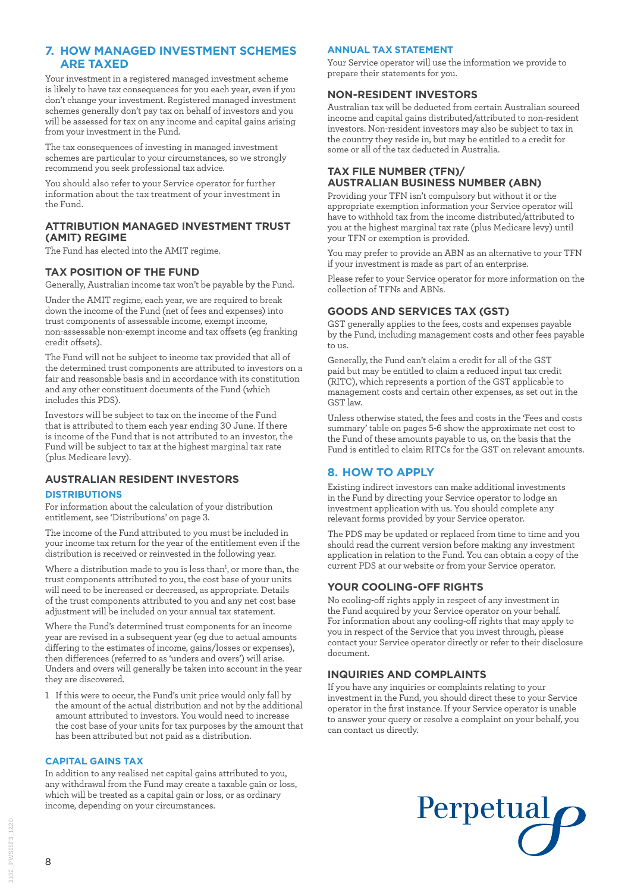## 7. HOW MANAGED INVESTMENT SCHEMES ARE TAXED

Your investment in a registered managed investment scheme is likely to have tax consequences for you each year, even if you don't change your investment. Registered managed investment schemes generally don't pay tax on behalf of investors and you will be assessed for tax on any income and capital gains arising from your investment in the Fund.

The tax consequences of investing in managed investment schemes are particular to your circumstances, so we strongly recommend you seek professional tax advice.

You should also refer to your Service operator for further information about the tax treatment of your investment in the Fund.

### ATTRIBUTION MANAGED INVESTMENT TRUST (AMIT) REGIME

The Fund has elected into the AMIT regime.

### TAX POSITION OF THE FUND

Generally, Australian income tax won't be payable by the Fund.

Under the AMIT regime, each year, we are required to break down the income of the Fund (net of fees and expenses) into trust components of assessable income, exempt income, non-assessable non-exempt income and tax offsets (eg franking credit offsets).

The Fund will not be subject to income tax provided that all of the determined trust components are attributed to investors on a fair and reasonable basis and in accordance with its constitution and any other constituent documents of the Fund (which includes this PDS).

Investors will be subject to tax on the income of the Fund that is attributed to them each year ending 30 June. If there is income of the Fund that is not attributed to an investor, the Fund will be subject to tax at the highest marginal tax rate (plus Medicare levy).

### AUSTRALIAN RESIDENT INVESTORS

#### DISTRIBUTIONS

For information about the calculation of your distribution entitlement, see 'Distributions' on page 3.

The income of the Fund attributed to you must be included in your income tax return for the year of the entitlement even if the distribution is received or reinvested in the following year.

Where a distribution made to you is less than[1], or more than, the trust components attributed to you, the cost base of your units will need to be increased or decreased, as appropriate. Details of the trust components attributed to you and any net cost base adjustment will be included on your annual tax statement.

Where the Fund's determined trust components for an income year are revised in a subsequent year (eg due to actual amounts differing to the estimates of income, gains/losses or expenses), then differences (referred to as 'unders and overs') will arise. Unders and overs will generally be taken into account in the year they are discovered.

1 If this were to occur, the Fund's unit price would only fall by the amount of the actual distribution and not by the additional amount attributed to investors. You would need to increase the cost base of your units for tax purposes by the amount that has been attributed but not paid as a distribution.

#### CAPITAL GAINS TAX

In addition to any realised net capital gains attributed to you, any withdrawal from the Fund may create a taxable gain or loss, which will be treated as a capital gain or loss, or as ordinary income, depending on your circumstances.

#### ANNUAL TAX STATEMENT

Your Service operator will use the information we provide to prepare their statements for you.

### NON-RESIDENT INVESTORS

Australian tax will be deducted from certain Australian sourced income and capital gains distributed/attributed to non-resident investors. Non-resident investors may also be subject to tax in the country they reside in, but may be entitled to a credit for some or all of the tax deducted in Australia.

### TAX FILE NUMBER (TFN)/ AUSTRALIAN BUSINESS NUMBER (ABN)

Providing your TFN isn't compulsory but without it or the appropriate exemption information your Service operator will have to withhold tax from the income distributed/attributed to you at the highest marginal tax rate (plus Medicare levy) until your TFN or exemption is provided.

You may prefer to provide an ABN as an alternative to your TFN if your investment is made as part of an enterprise.

Please refer to your Service operator for more information on the collection of TFNs and ABNs.

### GOODS AND SERVICES TAX (GST)

GST generally applies to the fees, costs and expenses payable by the Fund, including management costs and other fees payable to us.

Generally, the Fund can't claim a credit for all of the GST paid but may be entitled to claim a reduced input tax credit (RITC), which represents a portion of the GST applicable to management costs and certain other expenses, as set out in the GST law.

Unless otherwise stated, the fees and costs in the 'Fees and costs summary' table on pages 5-6 show the approximate net cost to the Fund of these amounts payable to us, on the basis that the Fund is entitled to claim RITCs for the GST on relevant amounts.

## 8. HOW TO APPLY

Existing indirect investors can make additional investments in the Fund by directing your Service operator to lodge an investment application with us. You should complete any relevant forms provided by your Service operator.

The PDS may be updated or replaced from time to time and you should read the current version before making any investment application in relation to the Fund. You can obtain a copy of the current PDS at our website or from your Service operator.

### YOUR COOLING-OFF RIGHTS

No cooling-off rights apply in respect of any investment in the Fund acquired by your Service operator on your behalf. For information about any cooling-off rights that may apply to you in respect of the Service that you invest through, please contact your Service operator directly or refer to their disclosure document.

### INQUIRIES AND COMPLAINTS

If you have any inquiries or complaints relating to your investment in the Fund, you should direct these to your Service operator in the first instance. If your Service operator is unable to answer your query or resolve a complaint on your behalf, you can contact us directly.

Perpetual

3102_PWSISF3_1220